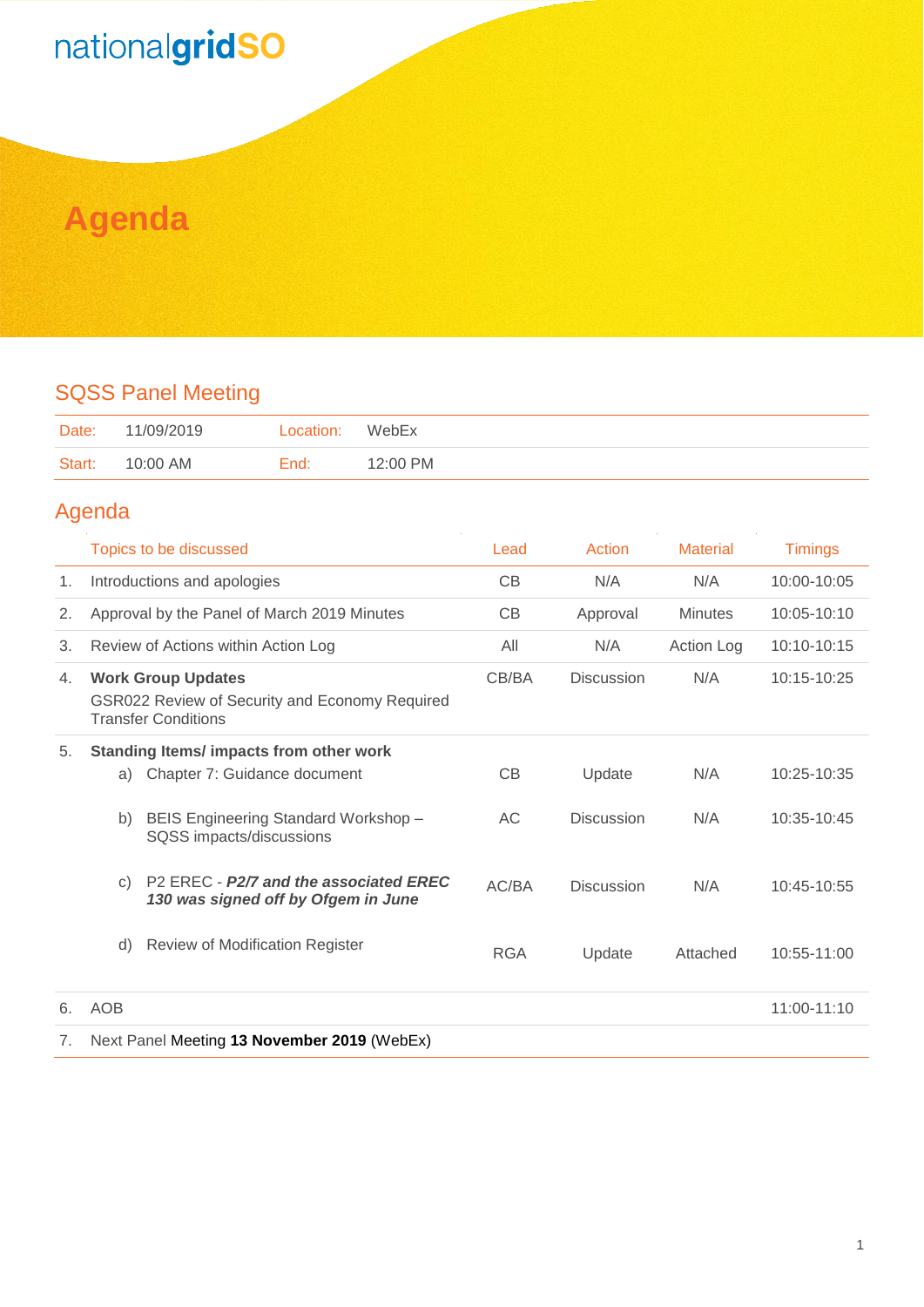nationalgridSO

# Agenda

## SQSS Panel Meeting

| Date: | 11/09/2019 | Location: | WebEx |
|---|---|---|---|
| Start: | 10:00 AM | End: | 12:00 PM |

## Agenda

| | Topics to be discussed | Lead | Action | Material | Timings |
|---|---|---|---|---|---|
| 1. | Introductions and apologies | CB | N/A | N/A | 10:00-10:05 |
| 2. | Approval by the Panel of March 2019 Minutes | CB | Approval | Minutes | 10:05-10:10 |
| 3. | Review of Actions within Action Log | All | N/A | Action Log | 10:10-10:15 |
| 4. | **Work Group Updates** GSR022 Review of Security and Economy Required Transfer Conditions | CB/BA | Discussion | N/A | 10:15-10:25 |
| 5. | **Standing Items/ impacts from other work** | | | | |
| | a) Chapter 7: Guidance document | CB | Update | N/A | 10:25-10:35 |
| | b) BEIS Engineering Standard Workshop – SQSS impacts/discussions | AC | Discussion | N/A | 10:35-10:45 |
| | c) P2 EREC - ***P2/7 and the associated EREC 130 was signed off by Ofgem in June*** | AC/BA | Discussion | N/A | 10:45-10:55 |
| | d) Review of Modification Register | RGA | Update | Attached | 10:55-11:00 |
| 6. | AOB | | | | 11:00-11:10 |
| 7. | Next Panel Meeting **13 November 2019** (WebEx) | | | | |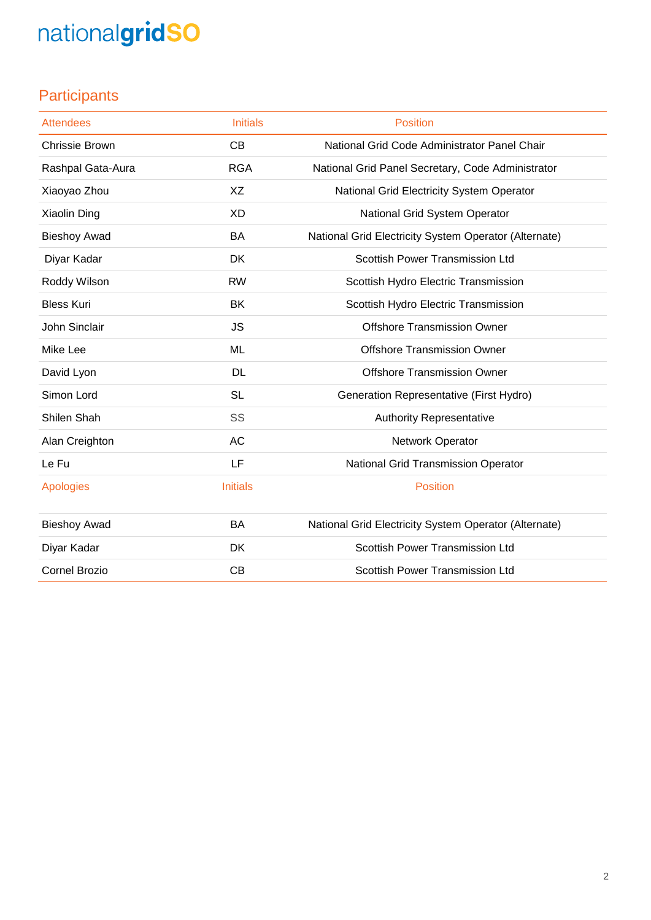## Participants

| Attendees | Initials | Position |
|---|---|---|
| Chrissie Brown | CB | National Grid Code Administrator Panel Chair |
| Rashpal Gata-Aura | RGA | National Grid Panel Secretary, Code Administrator |
| Xiaoyao Zhou | XZ | National Grid Electricity System Operator |
| Xiaolin Ding | XD | National Grid System Operator |
| Bieshoy Awad | BA | National Grid Electricity System Operator (Alternate) |
| Diyar Kadar | DK | Scottish Power Transmission Ltd |
| Roddy Wilson | RW | Scottish Hydro Electric Transmission |
| Bless Kuri | BK | Scottish Hydro Electric Transmission |
| John Sinclair | JS | Offshore Transmission Owner |
| Mike Lee | ML | Offshore Transmission Owner |
| David Lyon | DL | Offshore Transmission Owner |
| Simon Lord | SL | Generation Representative (First Hydro) |
| Shilen Shah | SS | Authority Representative |
| Alan Creighton | AC | Network Operator |
| Le Fu | LF | National Grid Transmission Operator |
| **Apologies** | **Initials** | **Position** |
| Bieshoy Awad | BA | National Grid Electricity System Operator (Alternate) |
| Diyar Kadar | DK | Scottish Power Transmission Ltd |
| Cornel Brozio | CB | Scottish Power Transmission Ltd |